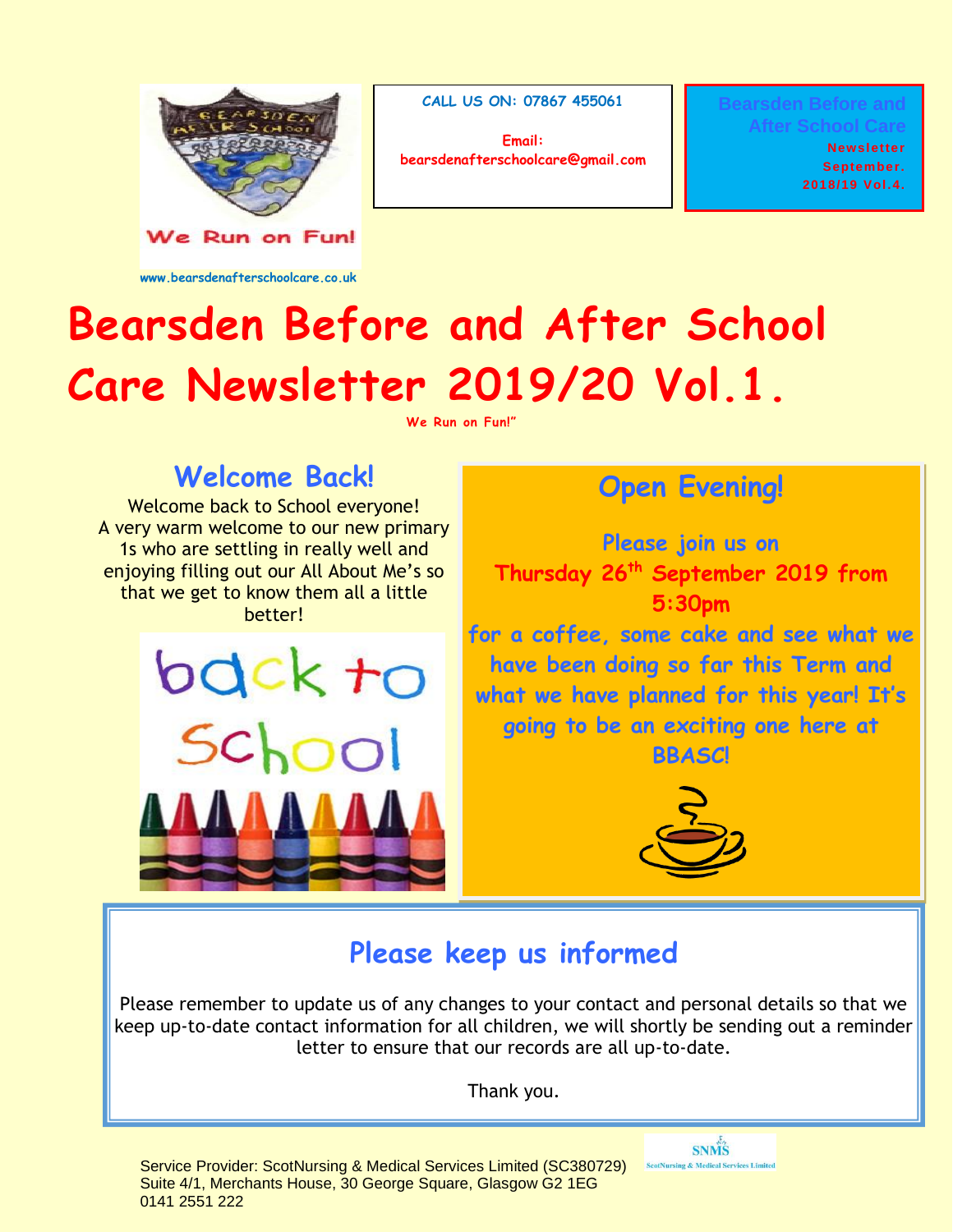We Run on Fun!

www.bearsdenafterschoolcare.co.uk

CALL US ON: 07867 455061

Email: bearsdenafterschoolcare@gmail.com

Bearsden Before and After School Care
Newsletter
September.
2018/19 Vol.4.

# Bearsden Before and After School Care Newsletter 2019/20 Vol.1.

We Run on Fun!"

## Welcome Back!

Welcome back to School everyone!
A very warm welcome to our new primary 1s who are settling in really well and enjoying filling out our All About Me's so that we get to know them all a little better!

back to School

## Open Evening!

Please join us on
**Thursday 26th September 2019 from 5:30pm**
for a coffee, some cake and see what we have been doing so far this Term and what we have planned for this year! It's going to be an exciting one here at BBASC!

## Please keep us informed

Please remember to update us of any changes to your contact and personal details so that we keep up-to-date contact information for all children, we will shortly be sending out a reminder letter to ensure that our records are all up-to-date.

Thank you.

Service Provider: ScotNursing & Medical Services Limited (SC380729)
Suite 4/1, Merchants House, 30 George Square, Glasgow G2 1EG
0141 2551 222

SNMS
ScotNursing & Medical Services Limited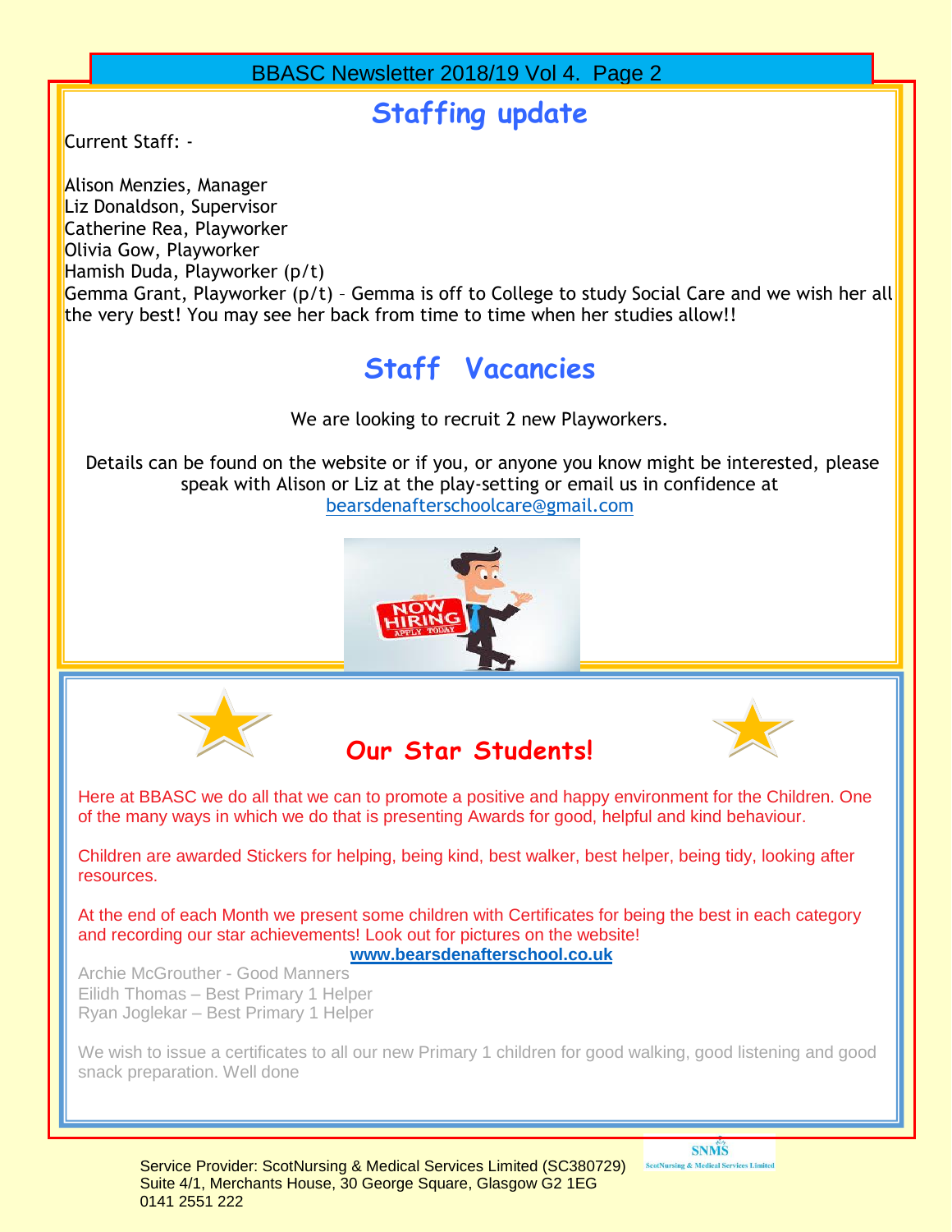## Staffing update

Current Staff: -

Alison Menzies, Manager
Liz Donaldson, Supervisor
Catherine Rea, Playworker
Olivia Gow, Playworker
Hamish Duda, Playworker (p/t)
Gemma Grant, Playworker (p/t) – Gemma is off to College to study Social Care and we wish her all the very best! You may see her back from time to time when her studies allow!!

## Staff Vacancies

We are looking to recruit 2 new Playworkers.

Details can be found on the website or if you, or anyone you know might be interested, please speak with Alison or Liz at the play-setting or email us in confidence at bearsdenafterschoolcare@gmail.com

## Our Star Students!

Here at BBASC we do all that we can to promote a positive and happy environment for the Children. One of the many ways in which we do that is presenting Awards for good, helpful and kind behaviour.

Children are awarded Stickers for helping, being kind, best walker, best helper, being tidy, looking after resources.

At the end of each Month we present some children with Certificates for being the best in each category and recording our star achievements! Look out for pictures on the website!

**www.bearsdenafterschool.co.uk**

Archie McGrouther - Good Manners
Eilidh Thomas – Best Primary 1 Helper
Ryan Joglekar – Best Primary 1 Helper

We wish to issue a certificates to all our new Primary 1 children for good walking, good listening and good snack preparation. Well done

Service Provider: ScotNursing & Medical Services Limited (SC380729)
Suite 4/1, Merchants House, 30 George Square, Glasgow G2 1EG
0141 2551 222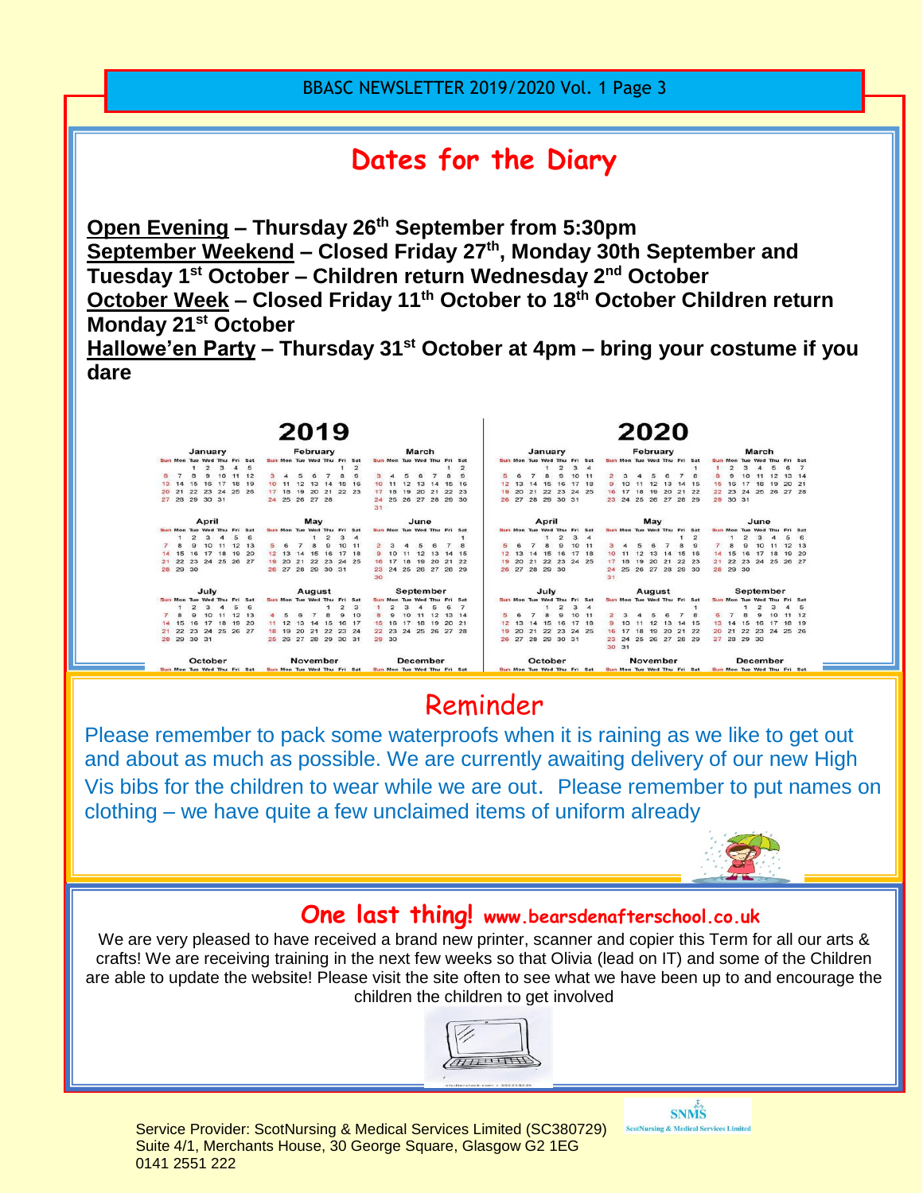# Dates for the Diary

**<u>Open Evening</u> – Thursday 26th September from 5:30pm**

**<u>September Weekend</u> – Closed Friday 27th, Monday 30th September and Tuesday 1st October – Children return Wednesday 2nd October**

**<u>October Week</u> – Closed Friday 11th October to 18th October Children return Monday 21st October**

**<u>Hallowe'en Party</u> – Thursday 31st October at 4pm – bring your costume if you dare**

## Reminder

Please remember to pack some waterproofs when it is raining as we like to get out and about as much as possible. We are currently awaiting delivery of our new High Vis bibs for the children to wear while we are out. Please remember to put names on clothing – we have quite a few unclaimed items of uniform already

## One last thing! www.bearsdenafterschool.co.uk

We are very pleased to have received a brand new printer, scanner and copier this Term for all our arts & crafts! We are receiving training in the next few weeks so that Olivia (lead on IT) and some of the Children are able to update the website! Please visit the site often to see what we have been up to and encourage the children the children to get involved

Service Provider: ScotNursing & Medical Services Limited (SC380729)
Suite 4/1, Merchants House, 30 George Square, Glasgow G2 1EG
0141 2551 222